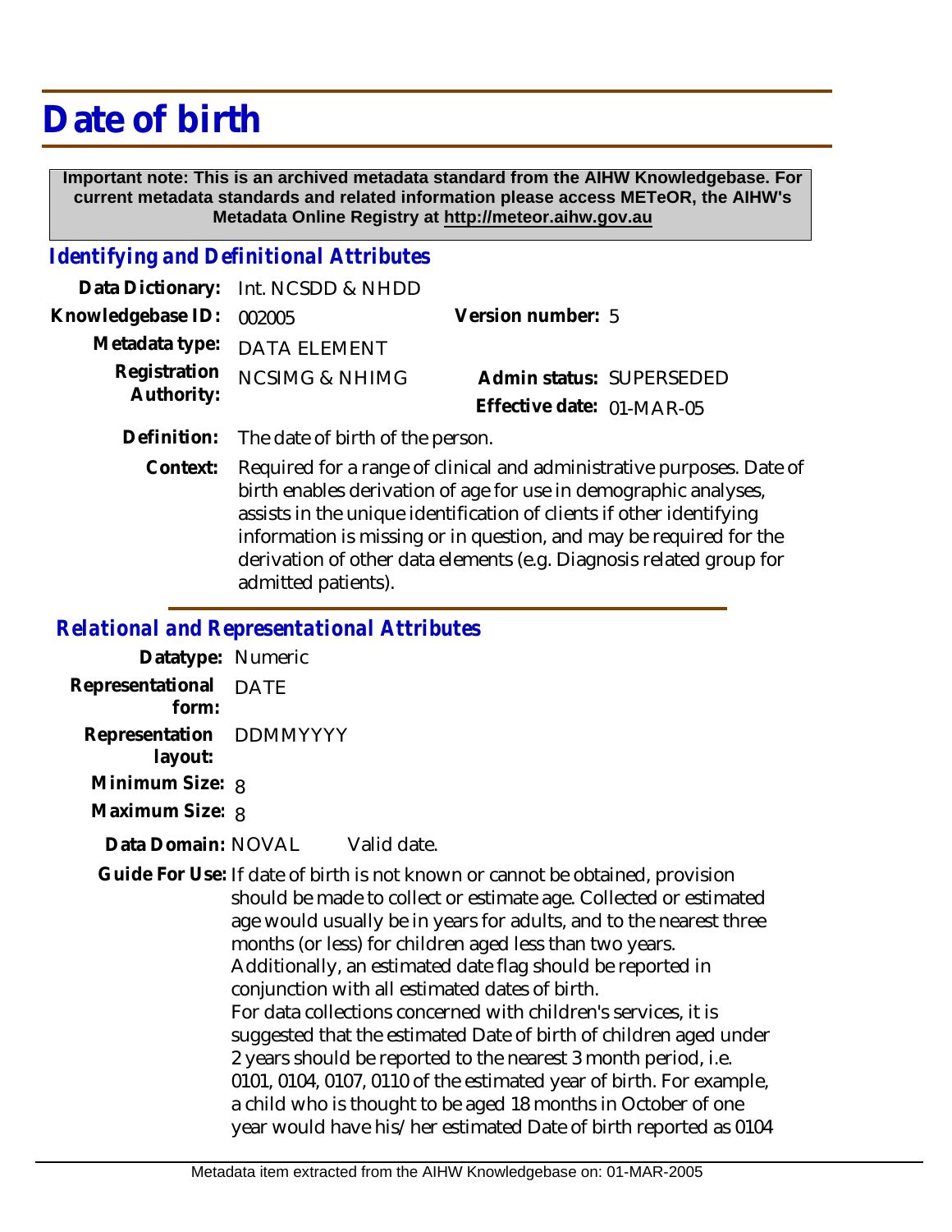# Date of birth

**Important note: This is an archived metadata standard from the AIHW Knowledgebase. For current metadata standards and related information please access METeOR, the AIHW's Metadata Online Registry at http://meteor.aihw.gov.au**

## *Identifying and Definitional Attributes*

**Data Dictionary:** Int. NCSDD & NHDD

**Knowledgebase ID:** 002005

**Version number:** 5

**Metadata type:** DATA ELEMENT

**Registration Authority:** NCSIMG & NHIMG

**Admin status:** SUPERSEDED

**Effective date:** 01-MAR-05

**Definition:** The date of birth of the person.

**Context:** Required for a range of clinical and administrative purposes. Date of birth enables derivation of age for use in demographic analyses, assists in the unique identification of clients if other identifying information is missing or in question, and may be required for the derivation of other data elements (e.g. Diagnosis related group for admitted patients).

## *Relational and Representational Attributes*

**Datatype:** Numeric

**Representational form:** DATE

**Representation layout:** DDMMYYYY

**Minimum Size:** 8

**Maximum Size:** 8

**Data Domain:** NOVAL Valid date.

**Guide For Use:** If date of birth is not known or cannot be obtained, provision should be made to collect or estimate age. Collected or estimated age would usually be in years for adults, and to the nearest three months (or less) for children aged less than two years. Additionally, an estimated date flag should be reported in conjunction with all estimated dates of birth.
For data collections concerned with children's services, it is suggested that the estimated Date of birth of children aged under 2 years should be reported to the nearest 3 month period, i.e. 0101, 0104, 0107, 0110 of the estimated year of birth. For example, a child who is thought to be aged 18 months in October of one year would have his/her estimated Date of birth reported as 0104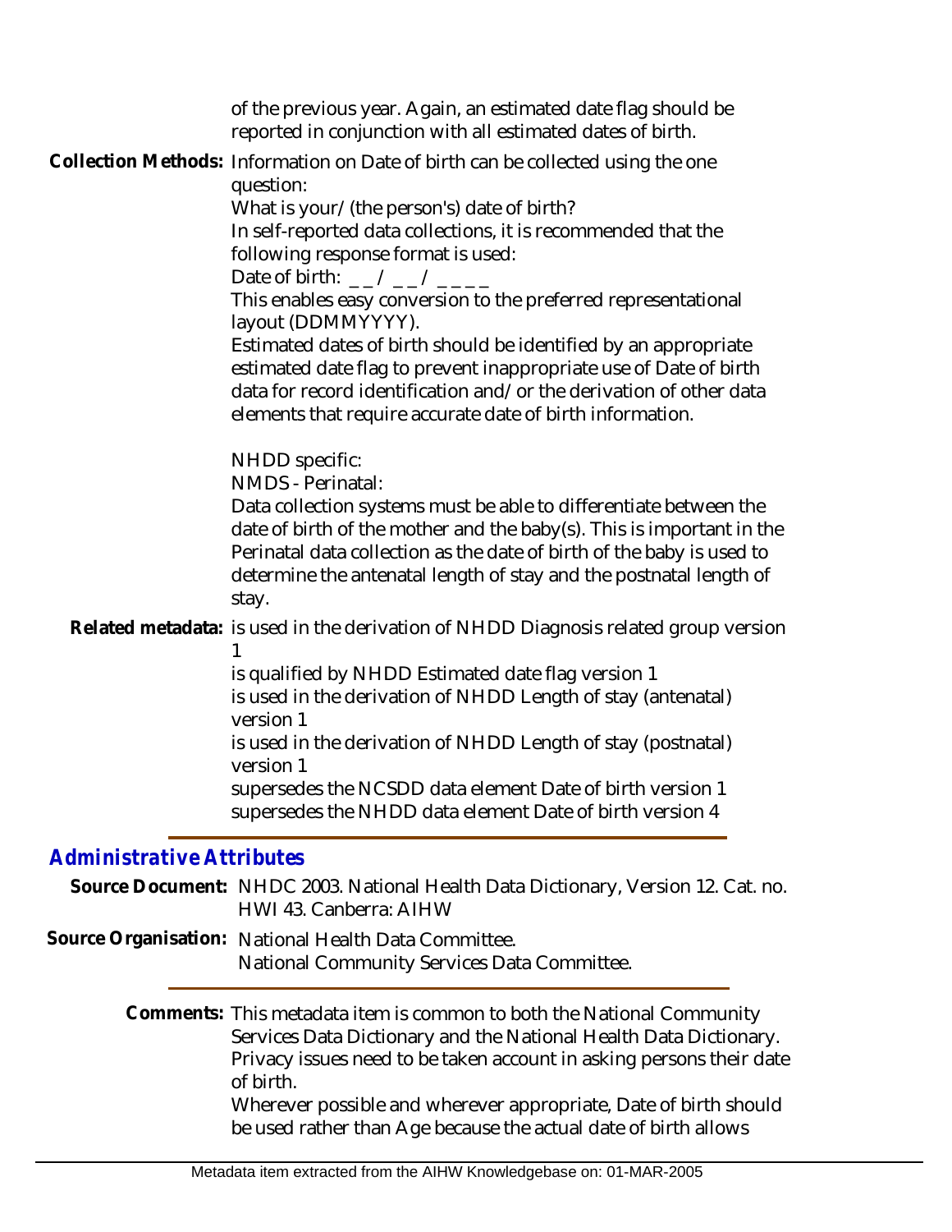of the previous year. Again, an estimated date flag should be reported in conjunction with all estimated dates of birth.

**Collection Methods:** Information on Date of birth can be collected using the one question:

What is your/(the person's) date of birth?

In self-reported data collections, it is recommended that the following response format is used:

Date of birth: __/__/____

This enables easy conversion to the preferred representational layout (DDMMYYYY).

Estimated dates of birth should be identified by an appropriate estimated date flag to prevent inappropriate use of Date of birth data for record identification and/or the derivation of other data elements that require accurate date of birth information.

NHDD specific:

NMDS - Perinatal:

Data collection systems must be able to differentiate between the date of birth of the mother and the baby(s). This is important in the Perinatal data collection as the date of birth of the baby is used to determine the antenatal length of stay and the postnatal length of stay.

**Related metadata:** is used in the derivation of NHDD Diagnosis related group version 1

is qualified by NHDD Estimated date flag version 1

is used in the derivation of NHDD Length of stay (antenatal) version 1

is used in the derivation of NHDD Length of stay (postnatal) version 1

supersedes the NCSDD data element Date of birth version 1

supersedes the NHDD data element Date of birth version 4

## *Administrative Attributes*

**Source Document:** NHDC 2003. National Health Data Dictionary, Version 12. Cat. no. HWI 43. Canberra: AIHW

**Source Organisation:** National Health Data Committee.
National Community Services Data Committee.

**Comments:** This metadata item is common to both the National Community Services Data Dictionary and the National Health Data Dictionary. Privacy issues need to be taken account in asking persons their date of birth.

Wherever possible and wherever appropriate, Date of birth should be used rather than Age because the actual date of birth allows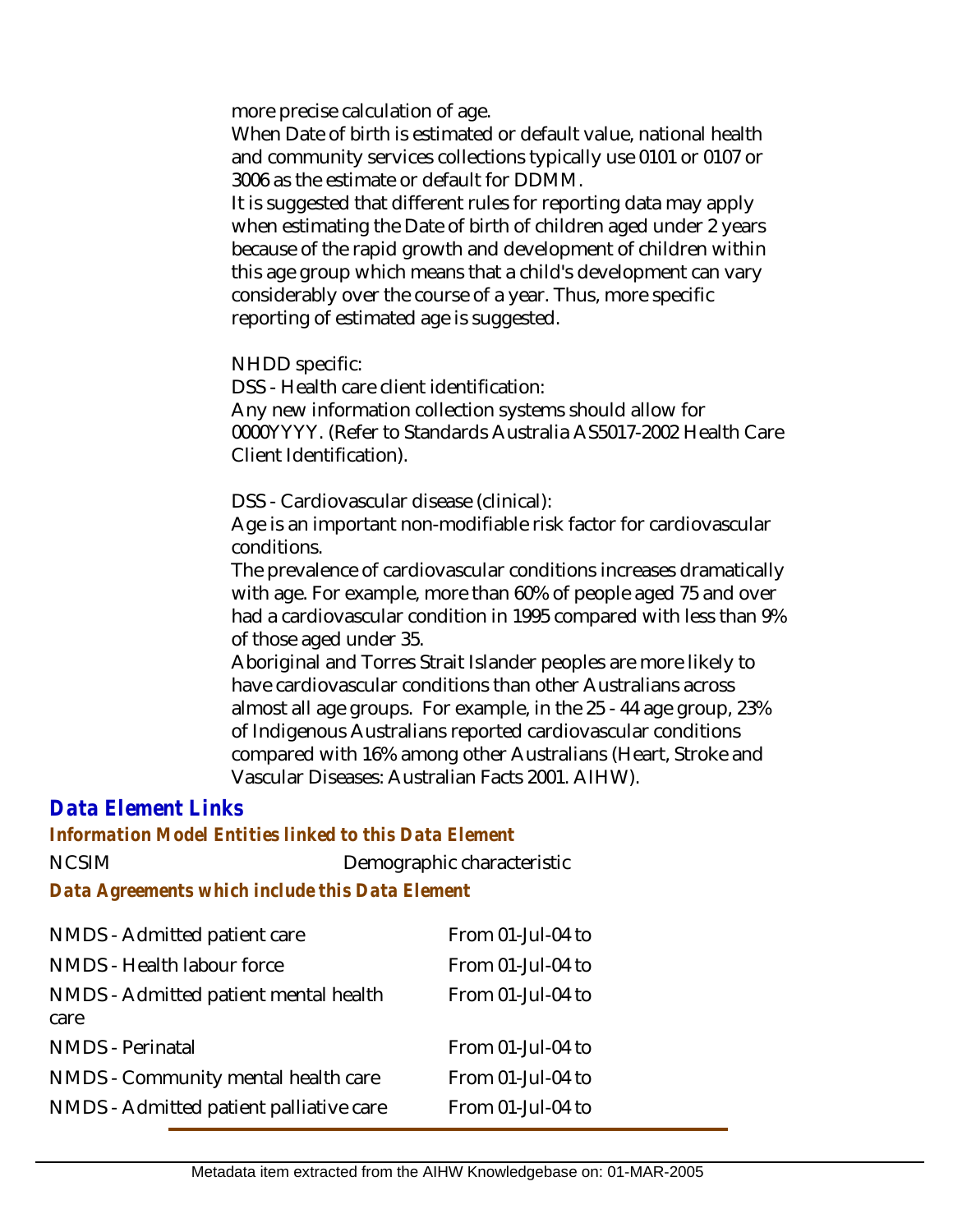more precise calculation of age.

When Date of birth is estimated or default value, national health and community services collections typically use 0101 or 0107 or 3006 as the estimate or default for DDMM.

It is suggested that different rules for reporting data may apply when estimating the Date of birth of children aged under 2 years because of the rapid growth and development of children within this age group which means that a child's development can vary considerably over the course of a year. Thus, more specific reporting of estimated age is suggested.

NHDD specific:

DSS - Health care client identification:

Any new information collection systems should allow for 0000YYYY. (Refer to Standards Australia AS5017-2002 Health Care Client Identification).

DSS - Cardiovascular disease (clinical):

Age is an important non-modifiable risk factor for cardiovascular conditions.

The prevalence of cardiovascular conditions increases dramatically with age. For example, more than 60% of people aged 75 and over had a cardiovascular condition in 1995 compared with less than 9% of those aged under 35.

Aboriginal and Torres Strait Islander peoples are more likely to have cardiovascular conditions than other Australians across almost all age groups. For example, in the 25 - 44 age group, 23% of Indigenous Australians reported cardiovascular conditions compared with 16% among other Australians (Heart, Stroke and Vascular Diseases: Australian Facts 2001. AIHW).

## Data Element Links

### Information Model Entities linked to this Data Element

| | |
|---|---|
| NCSIM | Demographic characteristic |

### Data Agreements which include this Data Element

| | |
|---|---|
| NMDS - Admitted patient care | From 01-Jul-04 to |
| NMDS - Health labour force | From 01-Jul-04 to |
| NMDS - Admitted patient mental health care | From 01-Jul-04 to |
| NMDS - Perinatal | From 01-Jul-04 to |
| NMDS - Community mental health care | From 01-Jul-04 to |
| NMDS - Admitted patient palliative care | From 01-Jul-04 to |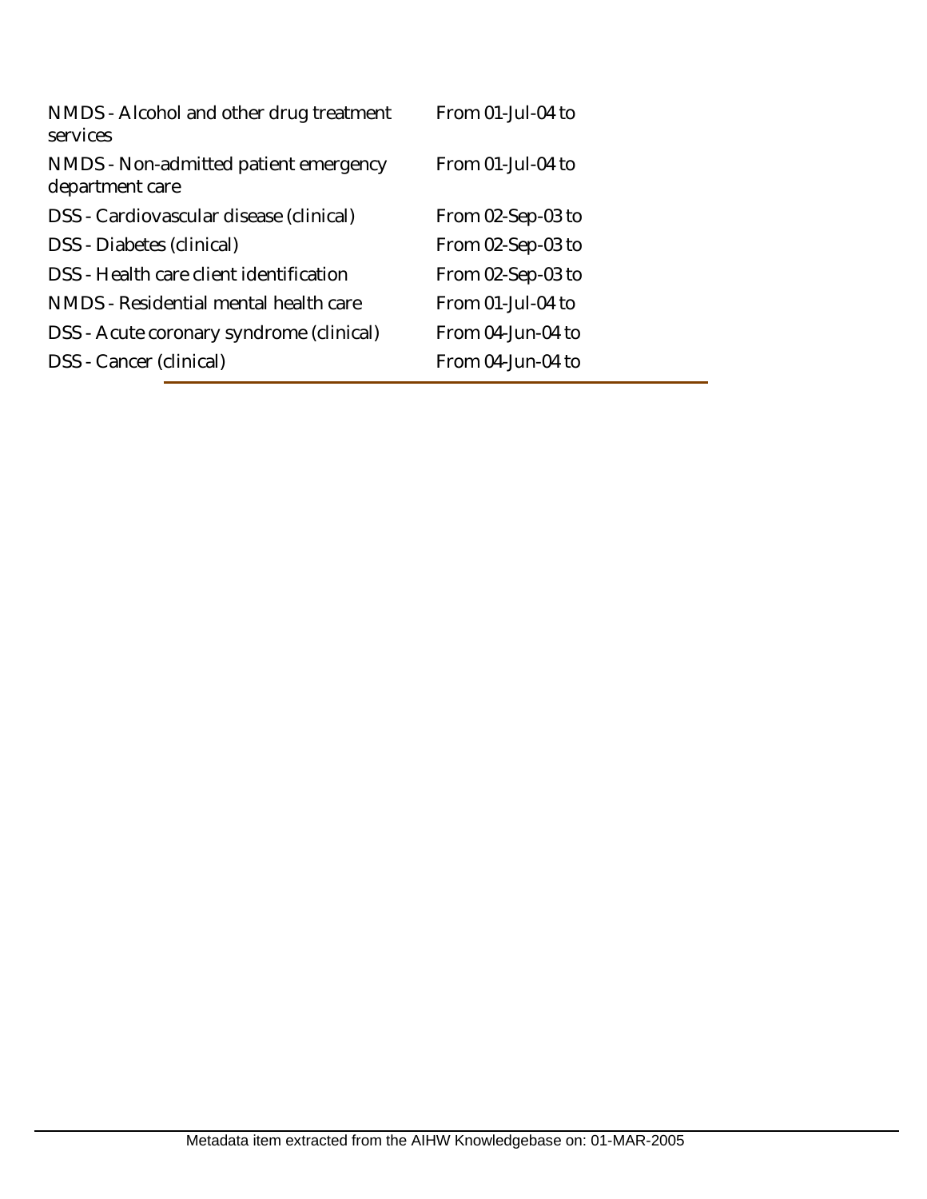| | |
|---|---|
| NMDS - Alcohol and other drug treatment services | From 01-Jul-04 to |
| NMDS - Non-admitted patient emergency department care | From 01-Jul-04 to |
| DSS - Cardiovascular disease (clinical) | From 02-Sep-03 to |
| DSS - Diabetes (clinical) | From 02-Sep-03 to |
| DSS - Health care client identification | From 02-Sep-03 to |
| NMDS - Residential mental health care | From 01-Jul-04 to |
| DSS - Acute coronary syndrome (clinical) | From 04-Jun-04 to |
| DSS - Cancer (clinical) | From 04-Jun-04 to |

Metadata item extracted from the AIHW Knowledgebase on: 01-MAR-2005